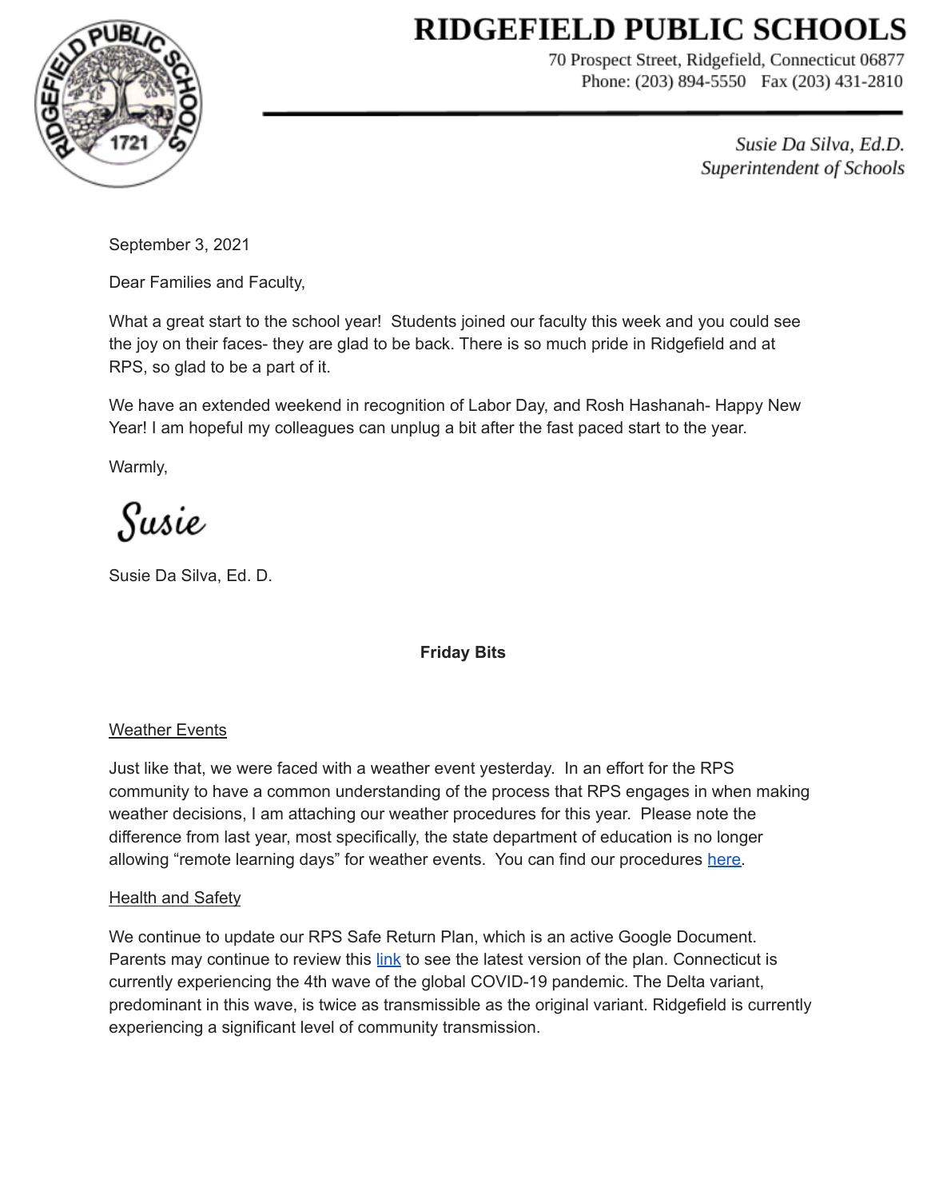# RIDGEFIELD PUBLIC SCHOOLS

70 Prospect Street, Ridgefield, Connecticut 06877
Phone: (203) 894-5550 Fax (203) 431-2810

*Susie Da Silva, Ed.D.*
*Superintendent of Schools*

September 3, 2021

Dear Families and Faculty,

What a great start to the school year! Students joined our faculty this week and you could see the joy on their faces- they are glad to be back. There is so much pride in Ridgefield and at RPS, so glad to be a part of it.

We have an extended weekend in recognition of Labor Day, and Rosh Hashanah- Happy New Year! I am hopeful my colleagues can unplug a bit after the fast paced start to the year.

Warmly,

Susie

Susie Da Silva, Ed. D.

**Friday Bits**

Weather Events

Just like that, we were faced with a weather event yesterday. In an effort for the RPS community to have a common understanding of the process that RPS engages in when making weather decisions, I am attaching our weather procedures for this year. Please note the difference from last year, most specifically, the state department of education is no longer allowing "remote learning days" for weather events. You can find our procedures here.

Health and Safety

We continue to update our RPS Safe Return Plan, which is an active Google Document. Parents may continue to review this link to see the latest version of the plan. Connecticut is currently experiencing the 4th wave of the global COVID-19 pandemic. The Delta variant, predominant in this wave, is twice as transmissible as the original variant. Ridgefield is currently experiencing a significant level of community transmission.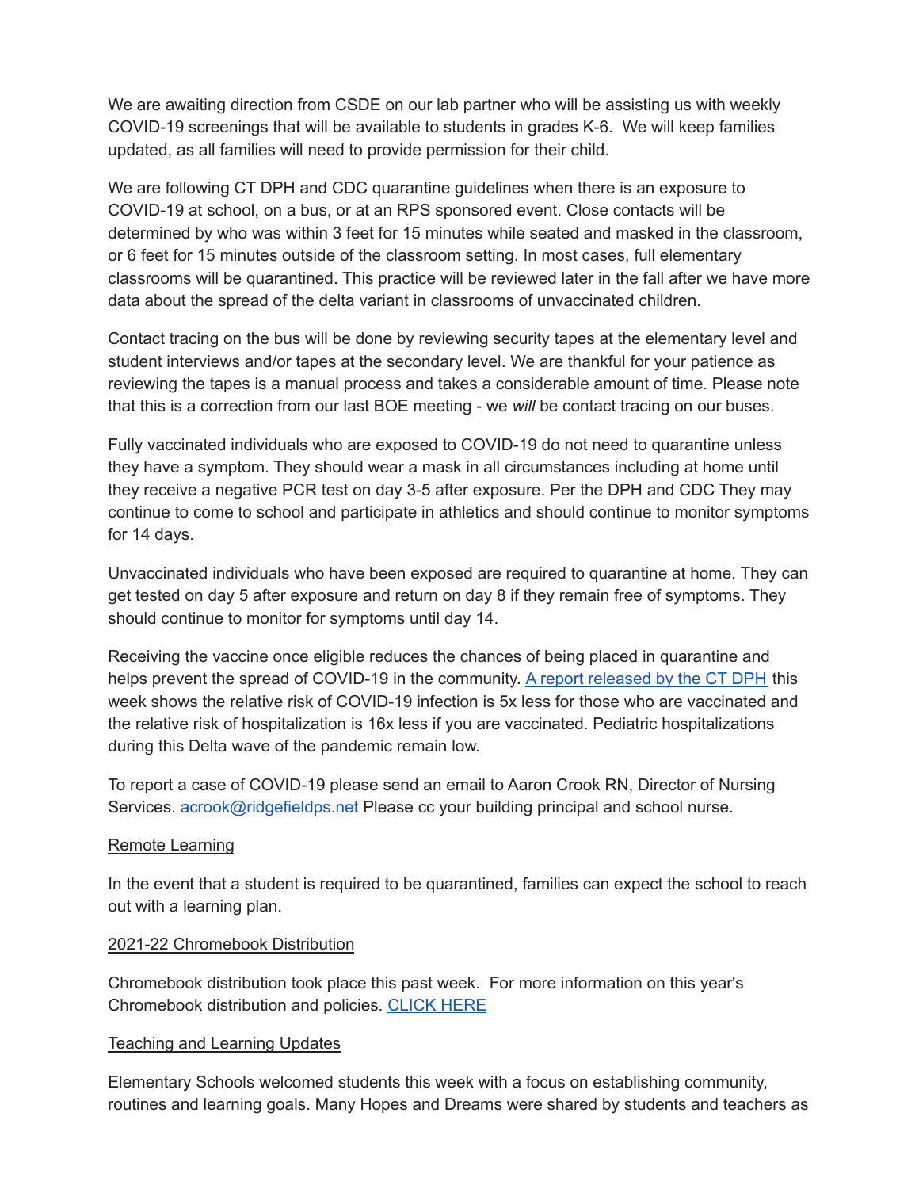We are awaiting direction from CSDE on our lab partner who will be assisting us with weekly COVID-19 screenings that will be available to students in grades K-6. We will keep families updated, as all families will need to provide permission for their child.

We are following CT DPH and CDC quarantine guidelines when there is an exposure to COVID-19 at school, on a bus, or at an RPS sponsored event. Close contacts will be determined by who was within 3 feet for 15 minutes while seated and masked in the classroom, or 6 feet for 15 minutes outside of the classroom setting. In most cases, full elementary classrooms will be quarantined. This practice will be reviewed later in the fall after we have more data about the spread of the delta variant in classrooms of unvaccinated children.

Contact tracing on the bus will be done by reviewing security tapes at the elementary level and student interviews and/or tapes at the secondary level. We are thankful for your patience as reviewing the tapes is a manual process and takes a considerable amount of time. Please note that this is a correction from our last BOE meeting - we *will* be contact tracing on our buses.

Fully vaccinated individuals who are exposed to COVID-19 do not need to quarantine unless they have a symptom. They should wear a mask in all circumstances including at home until they receive a negative PCR test on day 3-5 after exposure. Per the DPH and CDC They may continue to come to school and participate in athletics and should continue to monitor symptoms for 14 days.

Unvaccinated individuals who have been exposed are required to quarantine at home. They can get tested on day 5 after exposure and return on day 8 if they remain free of symptoms. They should continue to monitor for symptoms until day 14.

Receiving the vaccine once eligible reduces the chances of being placed in quarantine and helps prevent the spread of COVID-19 in the community. [A report released by the CT DPH](#) this week shows the relative risk of COVID-19 infection is 5x less for those who are vaccinated and the relative risk of hospitalization is 16x less if you are vaccinated. Pediatric hospitalizations during this Delta wave of the pandemic remain low.

To report a case of COVID-19 please send an email to Aaron Crook RN, Director of Nursing Services. acrook@ridgefieldps.net Please cc your building principal and school nurse.

## Remote Learning

In the event that a student is required to be quarantined, families can expect the school to reach out with a learning plan.

## 2021-22 Chromebook Distribution

Chromebook distribution took place this past week. For more information on this year's Chromebook distribution and policies. [CLICK HERE](#)

## Teaching and Learning Updates

Elementary Schools welcomed students this week with a focus on establishing community, routines and learning goals. Many Hopes and Dreams were shared by students and teachers as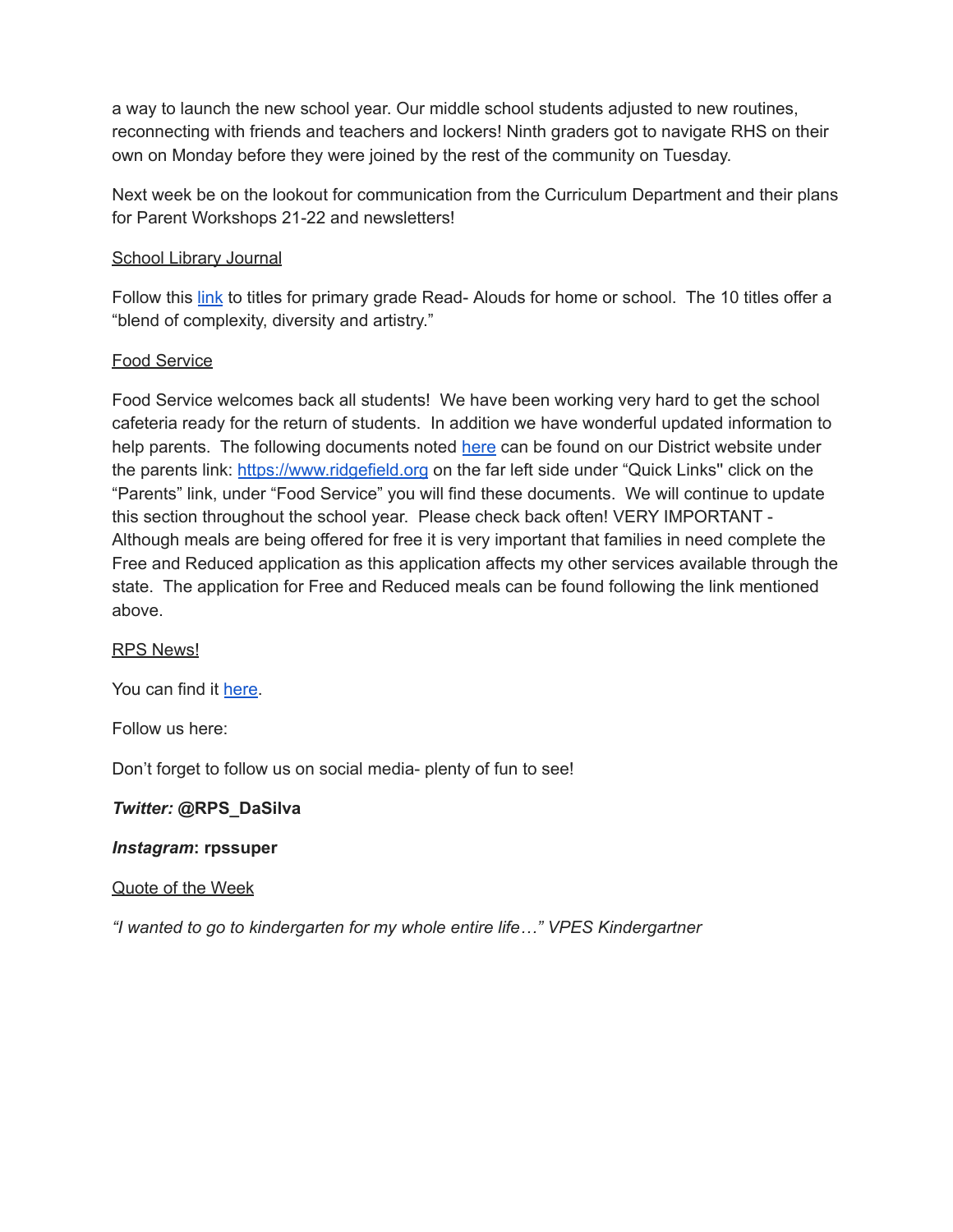a way to launch the new school year. Our middle school students adjusted to new routines, reconnecting with friends and teachers and lockers! Ninth graders got to navigate RHS on their own on Monday before they were joined by the rest of the community on Tuesday.

Next week be on the lookout for communication from the Curriculum Department and their plans for Parent Workshops 21-22 and newsletters!

School Library Journal

Follow this link to titles for primary grade Read- Alouds for home or school.  The 10 titles offer a "blend of complexity, diversity and artistry."

Food Service

Food Service welcomes back all students!  We have been working very hard to get the school cafeteria ready for the return of students.  In addition we have wonderful updated information to help parents.  The following documents noted here can be found on our District website under the parents link: https://www.ridgefield.org on the far left side under "Quick Links" click on the "Parents" link, under "Food Service" you will find these documents.  We will continue to update this section throughout the school year.  Please check back often! VERY IMPORTANT - Although meals are being offered for free it is very important that families in need complete the Free and Reduced application as this application affects my other services available through the state.  The application for Free and Reduced meals can be found following the link mentioned above.

RPS News!

You can find it here.

Follow us here:

Don't forget to follow us on social media- plenty of fun to see!

***Twitter:* @RPS_DaSilva**

***Instagram*: rpssuper**

Quote of the Week

*"I wanted to go to kindergarten for my whole entire life…" VPES Kindergartner*